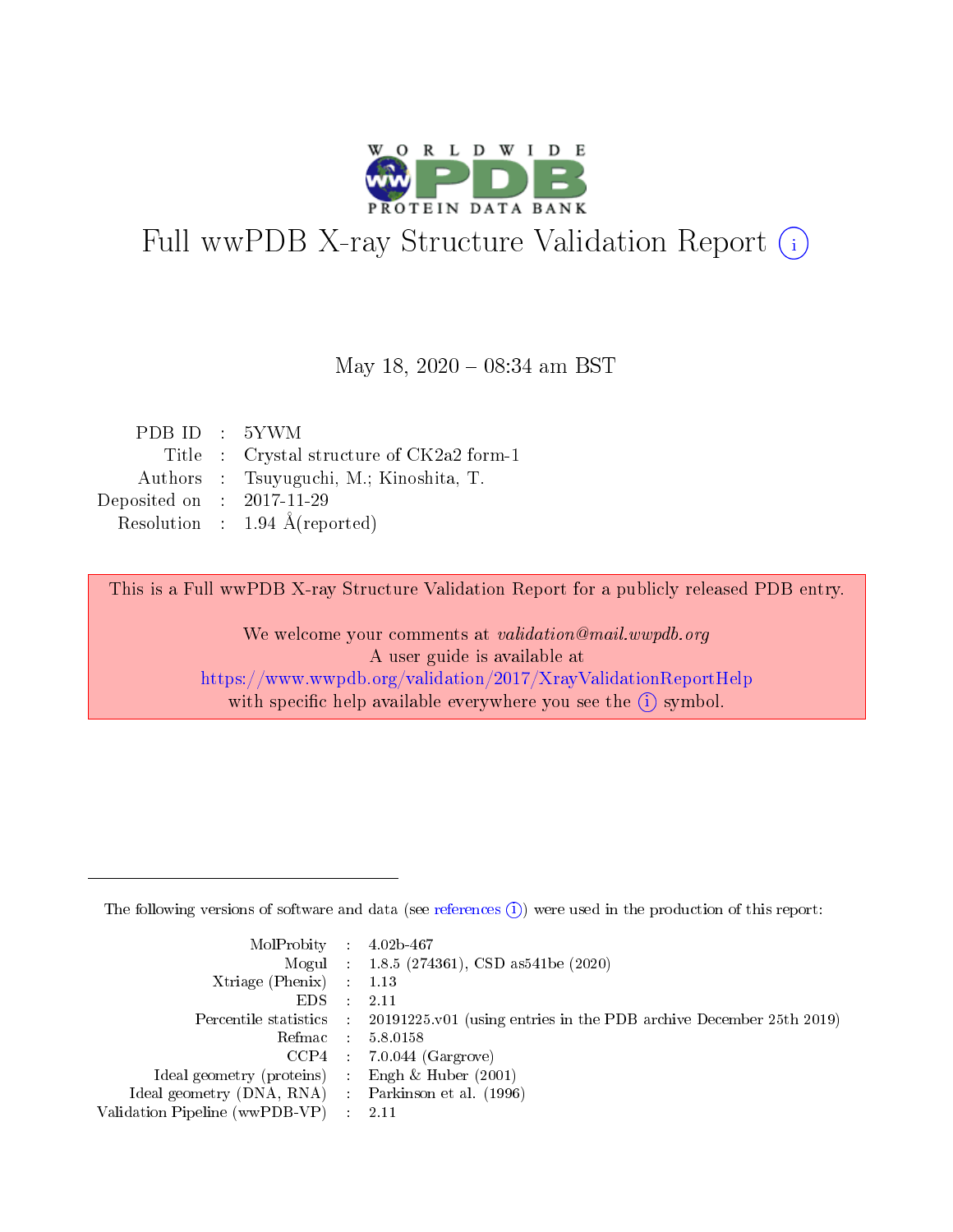# Full wwPDB X-ray Structure Validation Report (i)

May 18, 2020 – 08:34 am BST

| | | |
|---|---|---|
| PDB ID | : | 5YWM |
| Title | : | Crystal structure of CK2a2 form-1 |
| Authors | : | Tsuyuguchi, M.; Kinoshita, T. |
| Deposited on | : | 2017-11-29 |
| Resolution | : | 1.94 Å(reported) |

This is a Full wwPDB X-ray Structure Validation Report for a publicly released PDB entry.

We welcome your comments at *validation@mail.wwpdb.org*
A user guide is available at
https://www.wwpdb.org/validation/2017/XrayValidationReportHelp
with specific help available everywhere you see the (i) symbol.

---

The following versions of software and data (see references (i)) were used in the production of this report:

| | | |
|---|---|---|
| MolProbity | : | 4.02b-467 |
| Mogul | : | 1.8.5 (274361), CSD as541be (2020) |
| Xtriage (Phenix) | : | 1.13 |
| EDS | : | 2.11 |
| Percentile statistics | : | 20191225.v01 (using entries in the PDB archive December 25th 2019) |
| Refmac | : | 5.8.0158 |
| CCP4 | : | 7.0.044 (Gargrove) |
| Ideal geometry (proteins) | : | Engh & Huber (2001) |
| Ideal geometry (DNA, RNA) | : | Parkinson et al. (1996) |
| Validation Pipeline (wwPDB-VP) | : | 2.11 |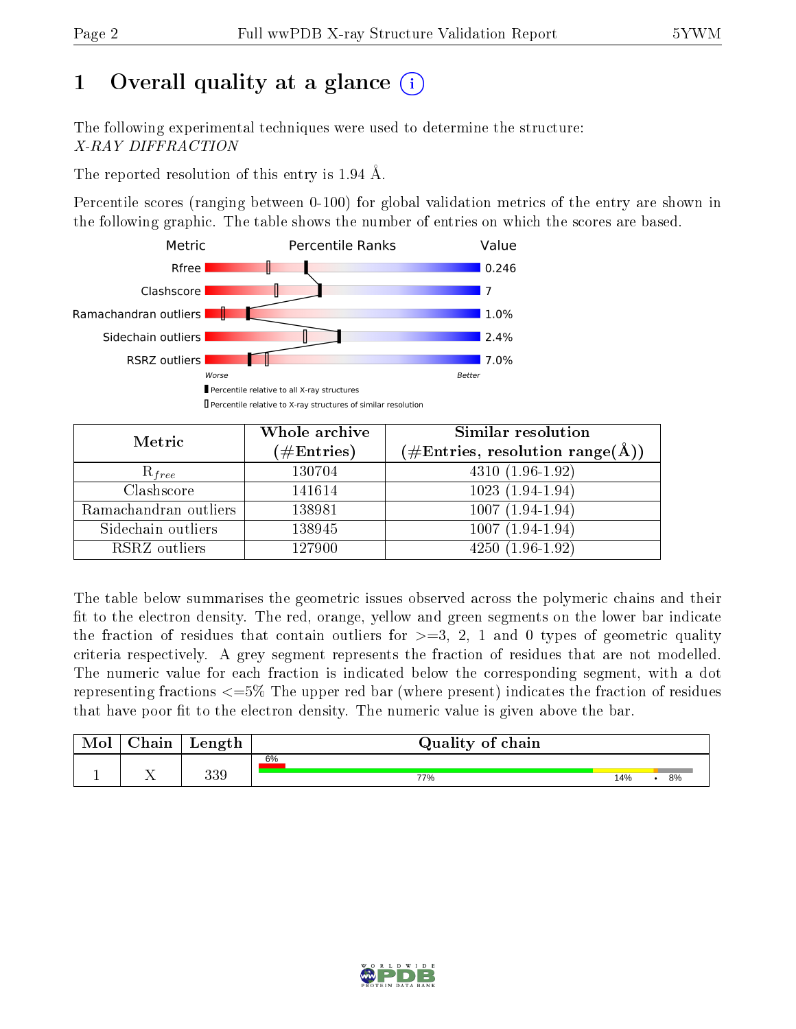# 1 Overall quality at a glance

The following experimental techniques were used to determine the structure: *X-RAY DIFFRACTION*

The reported resolution of this entry is 1.94 Å.

Percentile scores (ranging between 0-100) for global validation metrics of the entry are shown in the following graphic. The table shows the number of entries on which the scores are based.

| Metric | Value |
|---|---|
| Rfree | 0.246 |
| Clashscore | 7 |
| Ramachandran outliers | 1.0% |
| Sidechain outliers | 2.4% |
| RSRZ outliers | 7.0% |

Worse — Better

▮ Percentile relative to all X-ray structures

▯ Percentile relative to X-ray structures of similar resolution

| Metric | Whole archive (#Entries) | Similar resolution (#Entries, resolution range(Å)) |
|---|---|---|
| $R_{free}$ | 130704 | 4310 (1.96-1.92) |
| Clashscore | 141614 | 1023 (1.94-1.94) |
| Ramachandran outliers | 138981 | 1007 (1.94-1.94) |
| Sidechain outliers | 138945 | 1007 (1.94-1.94) |
| RSRZ outliers | 127900 | 4250 (1.96-1.92) |

The table below summarises the geometric issues observed across the polymeric chains and their fit to the electron density. The red, orange, yellow and green segments on the lower bar indicate the fraction of residues that contain outliers for >=3, 2, 1 and 0 types of geometric quality criteria respectively. A grey segment represents the fraction of residues that are not modelled. The numeric value for each fraction is indicated below the corresponding segment, with a dot representing fractions <=5% The upper red bar (where present) indicates the fraction of residues that have poor fit to the electron density. The numeric value is given above the bar.

| Mol | Chain | Length | Quality of chain |
|---|---|---|---|
| 1 | X | 339 | 6% (poor fit); 77%, 14%, •, 8% |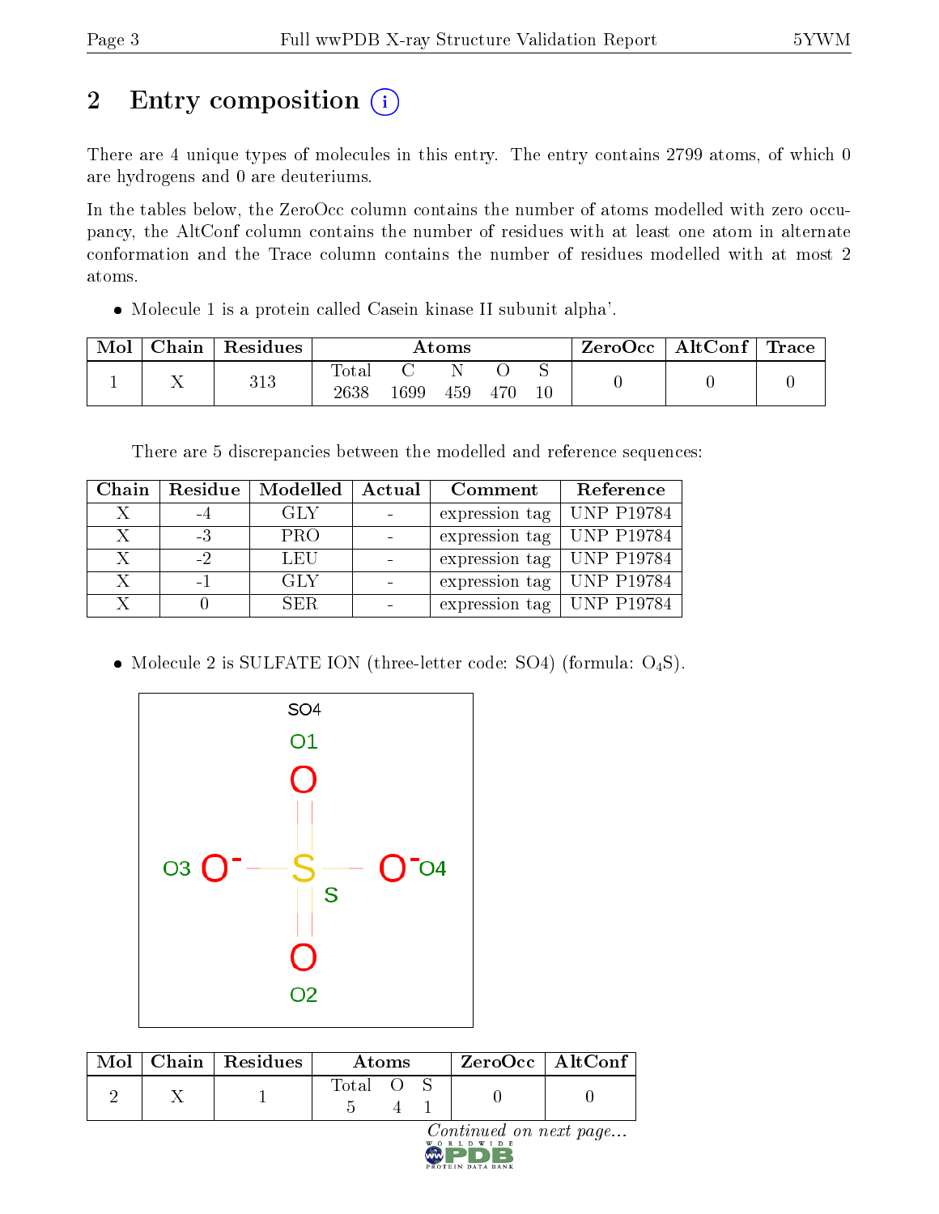# 2 Entry composition (i)

There are 4 unique types of molecules in this entry. The entry contains 2799 atoms, of which 0 are hydrogens and 0 are deuteriums.

In the tables below, the ZeroOcc column contains the number of atoms modelled with zero occupancy, the AltConf column contains the number of residues with at least one atom in alternate conformation and the Trace column contains the number of residues modelled with at most 2 atoms.

- Molecule 1 is a protein called Casein kinase II subunit alpha'.

| Mol | Chain | Residues | Atoms | | | | | ZeroOcc | AltConf | Trace |
|---|---|---|---|---|---|---|---|---|---|---|
| 1 | X | 313 | Total<br>2638 | C<br>1699 | N<br>459 | O<br>470 | S<br>10 | 0 | 0 | 0 |

There are 5 discrepancies between the modelled and reference sequences:

| Chain | Residue | Modelled | Actual | Comment | Reference |
|---|---|---|---|---|---|
| X | -4 | GLY | - | expression tag | UNP P19784 |
| X | -3 | PRO | - | expression tag | UNP P19784 |
| X | -2 | LEU | - | expression tag | UNP P19784 |
| X | -1 | GLY | - | expression tag | UNP P19784 |
| X | 0 | SER | - | expression tag | UNP P19784 |

- Molecule 2 is SULFATE ION (three-letter code: SO4) (formula: $O_4S$).

| Mol | Chain | Residues | Atoms | | | ZeroOcc | AltConf |
|---|---|---|---|---|---|---|---|
| 2 | X | 1 | Total<br>5 | O<br>4 | S<br>1 | 0 | 0 |

*Continued on next page...*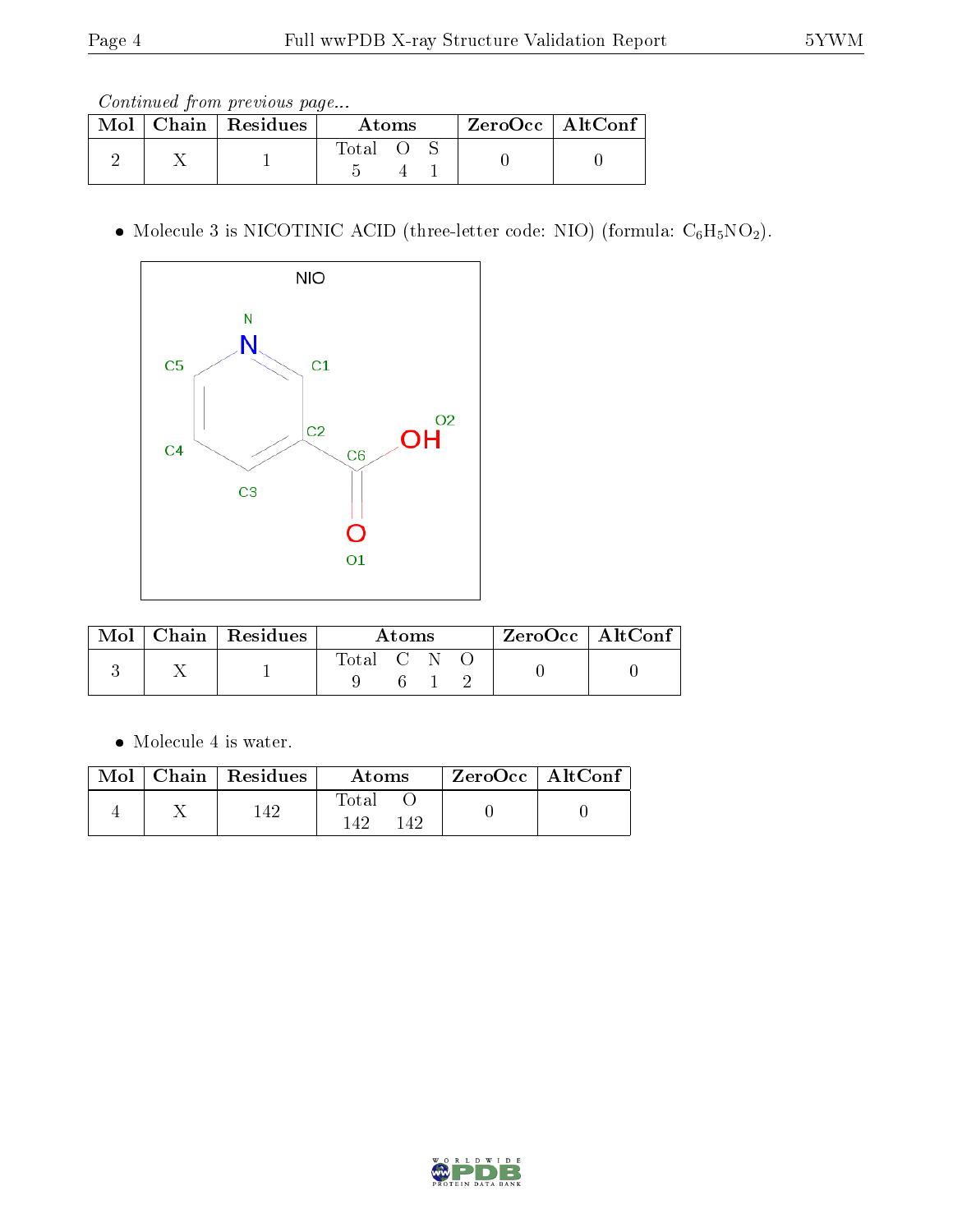*Continued from previous page...*

| Mol | Chain | Residues | Atoms | | | ZeroOcc | AltConf |
|---|---|---|---|---|---|---|---|
| | | | Total | O | S | | |
| 2 | X | 1 | 5 | 4 | 1 | 0 | 0 |

- Molecule 3 is NICOTINIC ACID (three-letter code: NIO) (formula: $C_6H_5NO_2$).

| Mol | Chain | Residues | Atoms | | | | ZeroOcc | AltConf |
|---|---|---|---|---|---|---|---|---|
| | | | Total | C | N | O | | |
| 3 | X | 1 | 9 | 6 | 1 | 2 | 0 | 0 |

- Molecule 4 is water.

| Mol | Chain | Residues | Atoms | | ZeroOcc | AltConf |
|---|---|---|---|---|---|---|
| | | | Total | O | | |
| 4 | X | 142 | 142 | 142 | 0 | 0 |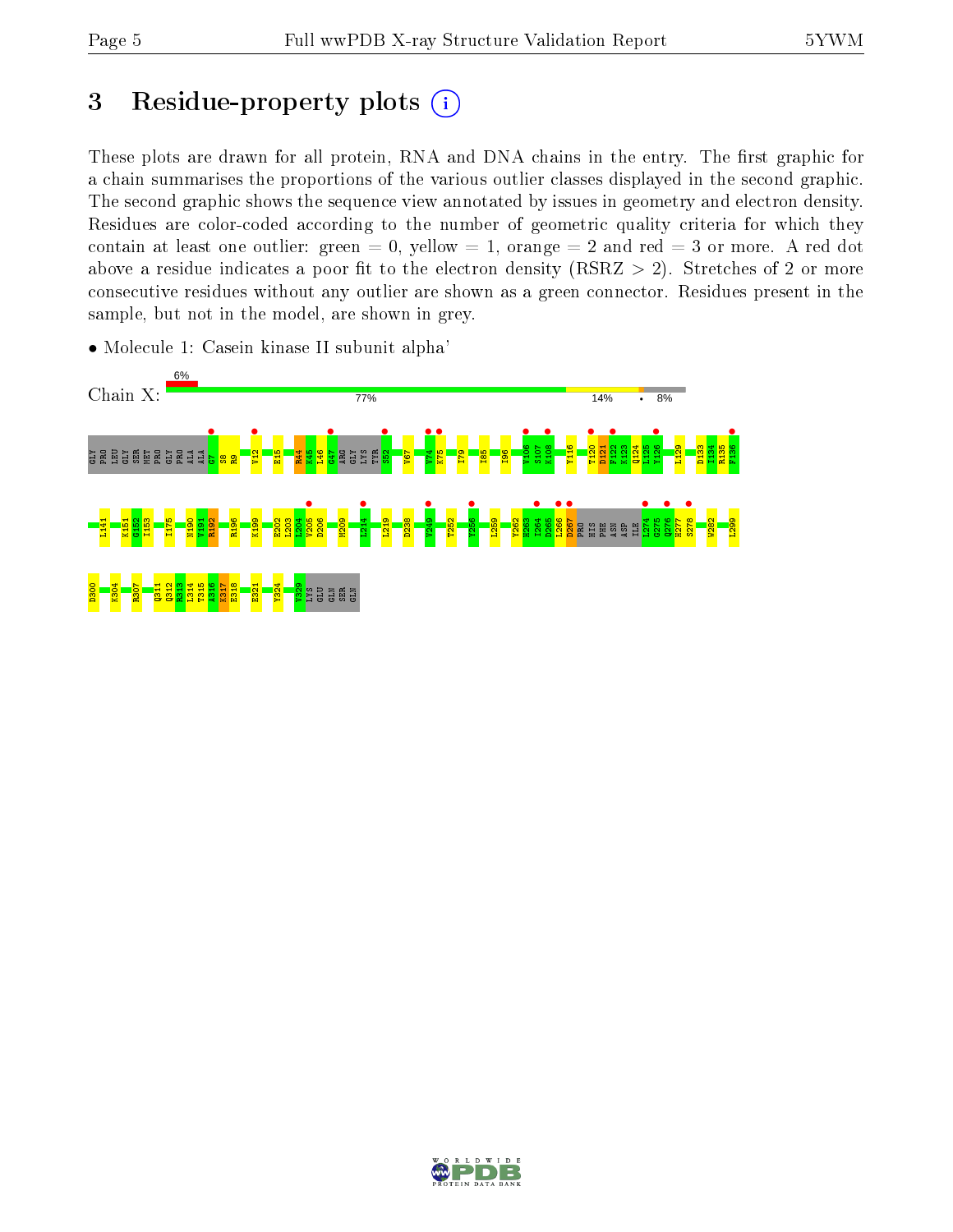# 3 Residue-property plots

These plots are drawn for all protein, RNA and DNA chains in the entry. The first graphic for a chain summarises the proportions of the various outlier classes displayed in the second graphic. The second graphic shows the sequence view annotated by issues in geometry and electron density. Residues are color-coded according to the number of geometric quality criteria for which they contain at least one outlier: green = 0, yellow = 1, orange = 2 and red = 3 or more. A red dot above a residue indicates a poor fit to the electron density (RSRZ > 2). Stretches of 2 or more consecutive residues without any outlier are shown as a green connector. Residues present in the sample, but not in the model, are shown in grey.

- Molecule 1: Casein kinase II subunit alpha'

Chain X: 6% | 77% | 14% | • | 8%

GLY PRO LEU GLY SER MET PRO GLY PRO ALA ALA G7 S8 R9 V12 E15 R44 K45 L46 G47 ARG GLY LYS TYR S52 V67 V74 K75 I79 I85 I96 V106 S107 K108 Y116 T120 D121 F122 K123 Q124 L125 Y126 L129 D133 I134 R135 F136

I141 K151 G152 I153 I175 N190 V191 R192 R196 K199 E202 L203 L204 V205 D206 M209 I214 L219 D238 V249 T252 Y256 L259 Y262 H263 I264 D265 L266 D267 PRO HIS PHE ASN ASP ILE L274 G275 Q276 H277 S278 W282 L299

D300 K304 R307 Q311 Q312 R313 L314 T315 A316 K317 E318 E321 Y324 V329 LYS GLU GLN SER GLN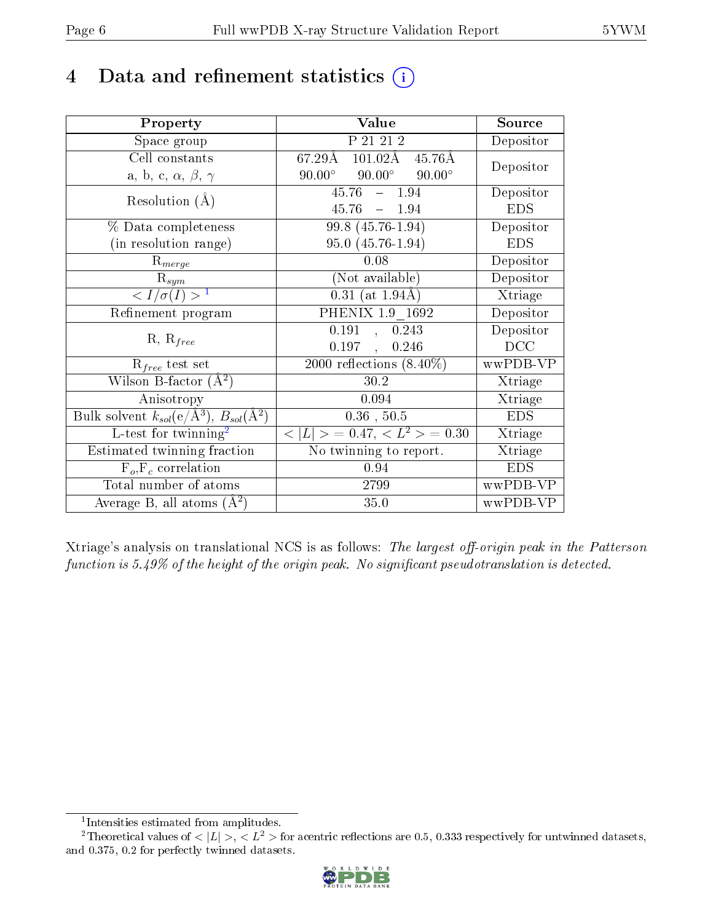# 4 Data and refinement statistics (i)

| Property | Value | Source |
|---|---|---|
| Space group | P 21 21 2 | Depositor |
| Cell constants<br>a, b, c, $\alpha$, $\beta$, $\gamma$ | 67.29Å 101.02Å 45.76Å<br>90.00° 90.00° 90.00° | Depositor |
| Resolution (Å) | 45.76 – 1.94<br>45.76 – 1.94 | Depositor<br>EDS |
| % Data completeness<br>(in resolution range) | 99.8 (45.76-1.94)<br>95.0 (45.76-1.94) | Depositor<br>EDS |
| $R_{merge}$ | 0.08 | Depositor |
| $R_{sym}$ | (Not available) | Depositor |
| $< I/\sigma(I) >$ [1] | 0.31 (at 1.94Å) | Xtriage |
| Refinement program | PHENIX 1.9_1692 | Depositor |
| R, $R_{free}$ | 0.191 , 0.243<br>0.197 , 0.246 | Depositor<br>DCC |
| $R_{free}$ test set | 2000 reflections (8.40%) | wwPDB-VP |
| Wilson B-factor (Å$^2$) | 30.2 | Xtriage |
| Anisotropy | 0.094 | Xtriage |
| Bulk solvent $k_{sol}$(e/Å$^3$), $B_{sol}$(Å$^2$) | 0.36 , 50.5 | EDS |
| L-test for twinning[2] | $< \|L\| >$ = 0.47, $< L^2 >$ = 0.30 | Xtriage |
| Estimated twinning fraction | No twinning to report. | Xtriage |
| $F_o$,$F_c$ correlation | 0.94 | EDS |
| Total number of atoms | 2799 | wwPDB-VP |
| Average B, all atoms (Å$^2$) | 35.0 | wwPDB-VP |

Xtriage's analysis on translational NCS is as follows: *The largest off-origin peak in the Patterson function is 5.49% of the height of the origin peak. No significant pseudotranslation is detected.*

[1] Intensities estimated from amplitudes.

[2] Theoretical values of $< |L| >$, $< L^2 >$ for acentric reflections are 0.5, 0.333 respectively for untwinned datasets, and 0.375, 0.2 for perfectly twinned datasets.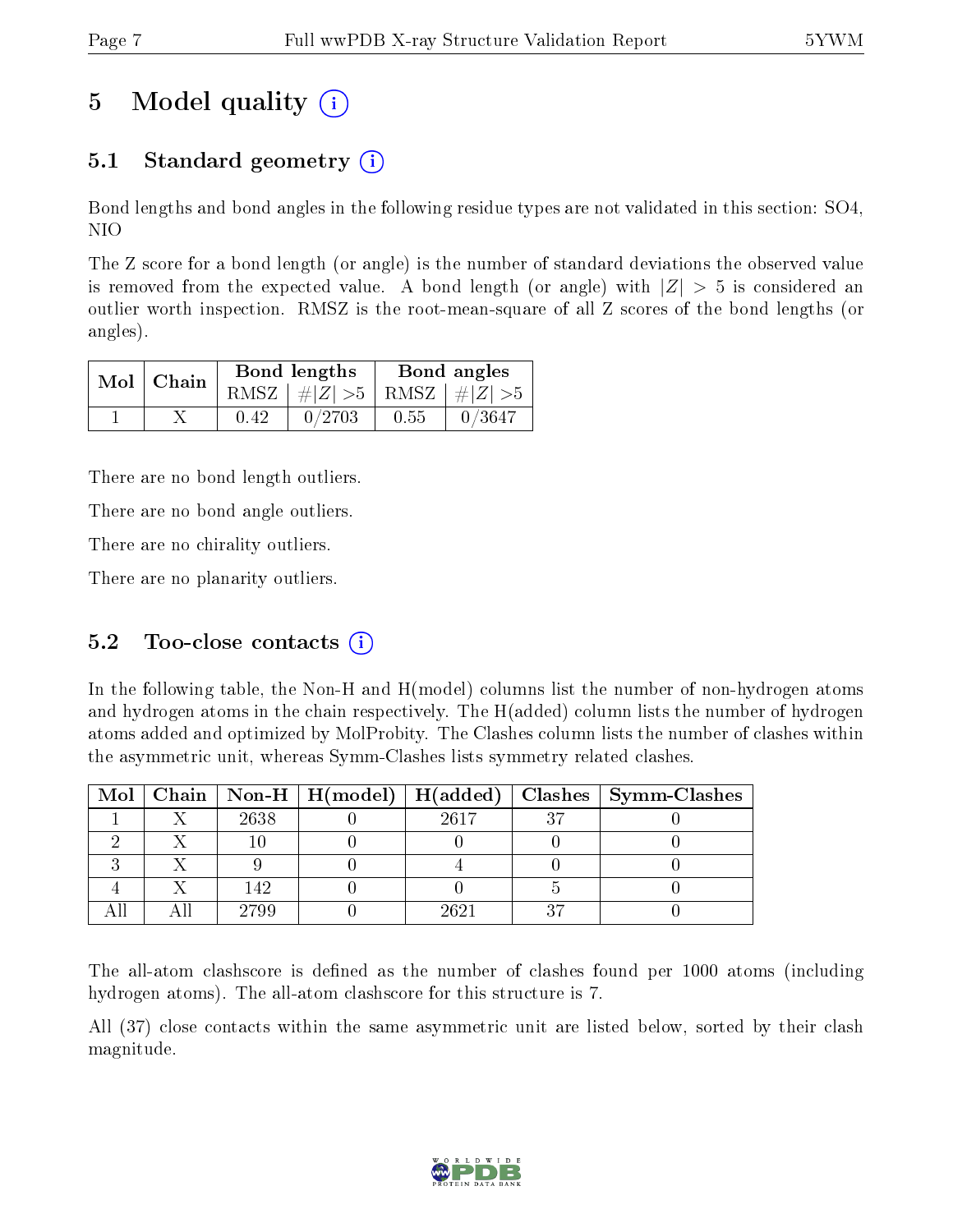# 5 Model quality (i)

## 5.1 Standard geometry (i)

Bond lengths and bond angles in the following residue types are not validated in this section: SO4, NIO

The Z score for a bond length (or angle) is the number of standard deviations the observed value is removed from the expected value. A bond length (or angle) with $|Z| > 5$ is considered an outlier worth inspection. RMSZ is the root-mean-square of all Z scores of the bond lengths (or angles).

| Mol | Chain | Bond lengths | | Bond angles | |
|---|---|---|---|---|---|
| | | RMSZ | $\#\|Z\| > 5$ | RMSZ | $\#\|Z\| > 5$ |
| 1 | X | 0.42 | 0/2703 | 0.55 | 0/3647 |

There are no bond length outliers.

There are no bond angle outliers.

There are no chirality outliers.

There are no planarity outliers.

## 5.2 Too-close contacts (i)

In the following table, the Non-H and H(model) columns list the number of non-hydrogen atoms and hydrogen atoms in the chain respectively. The H(added) column lists the number of hydrogen atoms added and optimized by MolProbity. The Clashes column lists the number of clashes within the asymmetric unit, whereas Symm-Clashes lists symmetry related clashes.

| Mol | Chain | Non-H | H(model) | H(added) | Clashes | Symm-Clashes |
|---|---|---|---|---|---|---|
| 1 | X | 2638 | 0 | 2617 | 37 | 0 |
| 2 | X | 10 | 0 | 0 | 0 | 0 |
| 3 | X | 9 | 0 | 4 | 0 | 0 |
| 4 | X | 142 | 0 | 0 | 5 | 0 |
| All | All | 2799 | 0 | 2621 | 37 | 0 |

The all-atom clashscore is defined as the number of clashes found per 1000 atoms (including hydrogen atoms). The all-atom clashscore for this structure is 7.

All (37) close contacts within the same asymmetric unit are listed below, sorted by their clash magnitude.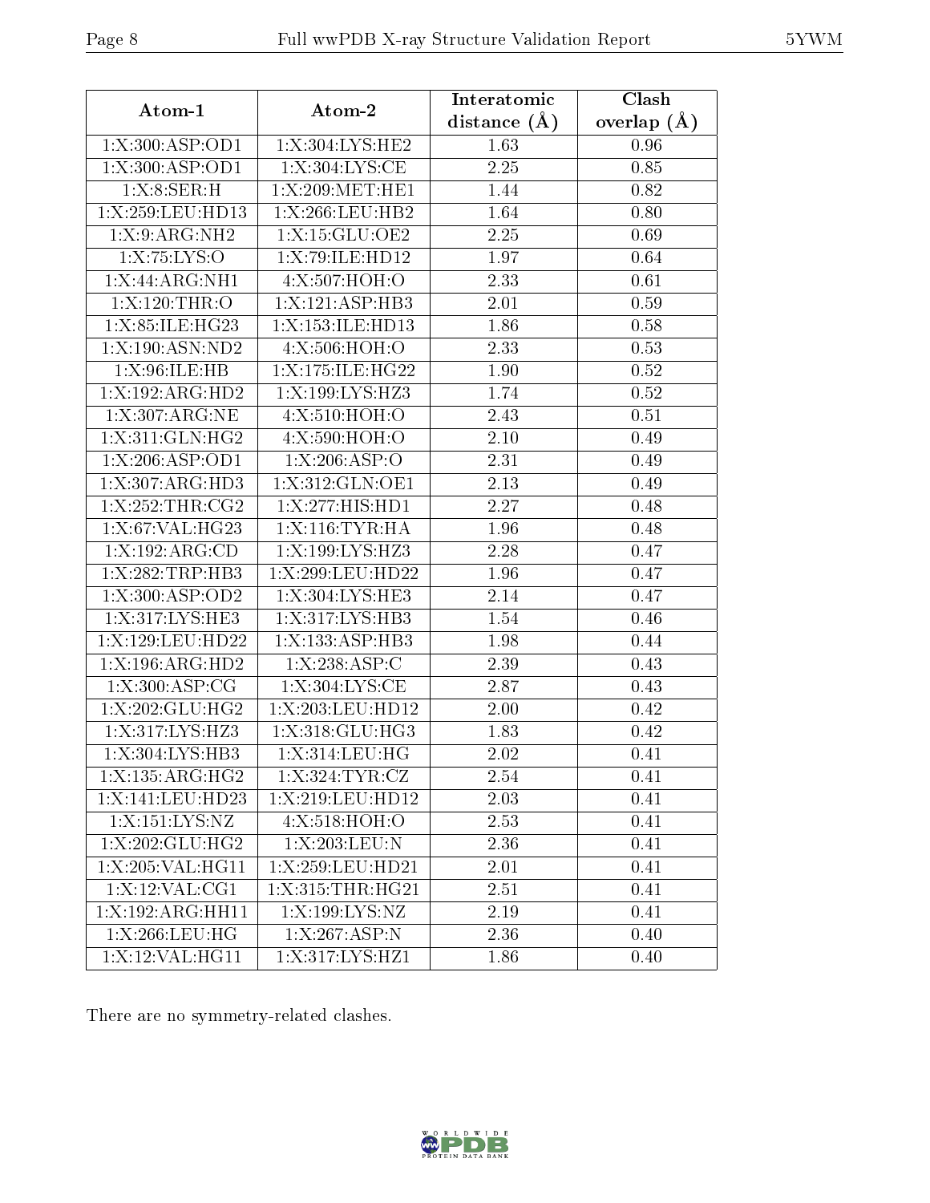| Atom-1 | Atom-2 | Interatomic distance (Å) | Clash overlap (Å) |
|---|---|---|---|
| 1:X:300:ASP:OD1 | 1:X:304:LYS:HE2 | 1.63 | 0.96 |
| 1:X:300:ASP:OD1 | 1:X:304:LYS:CE | 2.25 | 0.85 |
| 1:X:8:SER:H | 1:X:209:MET:HE1 | 1.44 | 0.82 |
| 1:X:259:LEU:HD13 | 1:X:266:LEU:HB2 | 1.64 | 0.80 |
| 1:X:9:ARG:NH2 | 1:X:15:GLU:OE2 | 2.25 | 0.69 |
| 1:X:75:LYS:O | 1:X:79:ILE:HD12 | 1.97 | 0.64 |
| 1:X:44:ARG:NH1 | 4:X:507:HOH:O | 2.33 | 0.61 |
| 1:X:120:THR:O | 1:X:121:ASP:HB3 | 2.01 | 0.59 |
| 1:X:85:ILE:HG23 | 1:X:153:ILE:HD13 | 1.86 | 0.58 |
| 1:X:190:ASN:ND2 | 4:X:506:HOH:O | 2.33 | 0.53 |
| 1:X:96:ILE:HB | 1:X:175:ILE:HG22 | 1.90 | 0.52 |
| 1:X:192:ARG:HD2 | 1:X:199:LYS:HZ3 | 1.74 | 0.52 |
| 1:X:307:ARG:NE | 4:X:510:HOH:O | 2.43 | 0.51 |
| 1:X:311:GLN:HG2 | 4:X:590:HOH:O | 2.10 | 0.49 |
| 1:X:206:ASP:OD1 | 1:X:206:ASP:O | 2.31 | 0.49 |
| 1:X:307:ARG:HD3 | 1:X:312:GLN:OE1 | 2.13 | 0.49 |
| 1:X:252:THR:CG2 | 1:X:277:HIS:HD1 | 2.27 | 0.48 |
| 1:X:67:VAL:HG23 | 1:X:116:TYR:HA | 1.96 | 0.48 |
| 1:X:192:ARG:CD | 1:X:199:LYS:HZ3 | 2.28 | 0.47 |
| 1:X:282:TRP:HB3 | 1:X:299:LEU:HD22 | 1.96 | 0.47 |
| 1:X:300:ASP:OD2 | 1:X:304:LYS:HE3 | 2.14 | 0.47 |
| 1:X:317:LYS:HE3 | 1:X:317:LYS:HB3 | 1.54 | 0.46 |
| 1:X:129:LEU:HD22 | 1:X:133:ASP:HB3 | 1.98 | 0.44 |
| 1:X:196:ARG:HD2 | 1:X:238:ASP:C | 2.39 | 0.43 |
| 1:X:300:ASP:CG | 1:X:304:LYS:CE | 2.87 | 0.43 |
| 1:X:202:GLU:HG2 | 1:X:203:LEU:HD12 | 2.00 | 0.42 |
| 1:X:317:LYS:HZ3 | 1:X:318:GLU:HG3 | 1.83 | 0.42 |
| 1:X:304:LYS:HB3 | 1:X:314:LEU:HG | 2.02 | 0.41 |
| 1:X:135:ARG:HG2 | 1:X:324:TYR:CZ | 2.54 | 0.41 |
| 1:X:141:LEU:HD23 | 1:X:219:LEU:HD12 | 2.03 | 0.41 |
| 1:X:151:LYS:NZ | 4:X:518:HOH:O | 2.53 | 0.41 |
| 1:X:202:GLU:HG2 | 1:X:203:LEU:N | 2.36 | 0.41 |
| 1:X:205:VAL:HG11 | 1:X:259:LEU:HD21 | 2.01 | 0.41 |
| 1:X:12:VAL:CG1 | 1:X:315:THR:HG21 | 2.51 | 0.41 |
| 1:X:192:ARG:HH11 | 1:X:199:LYS:NZ | 2.19 | 0.41 |
| 1:X:266:LEU:HG | 1:X:267:ASP:N | 2.36 | 0.40 |
| 1:X:12:VAL:HG11 | 1:X:317:LYS:HZ1 | 1.86 | 0.40 |

There are no symmetry-related clashes.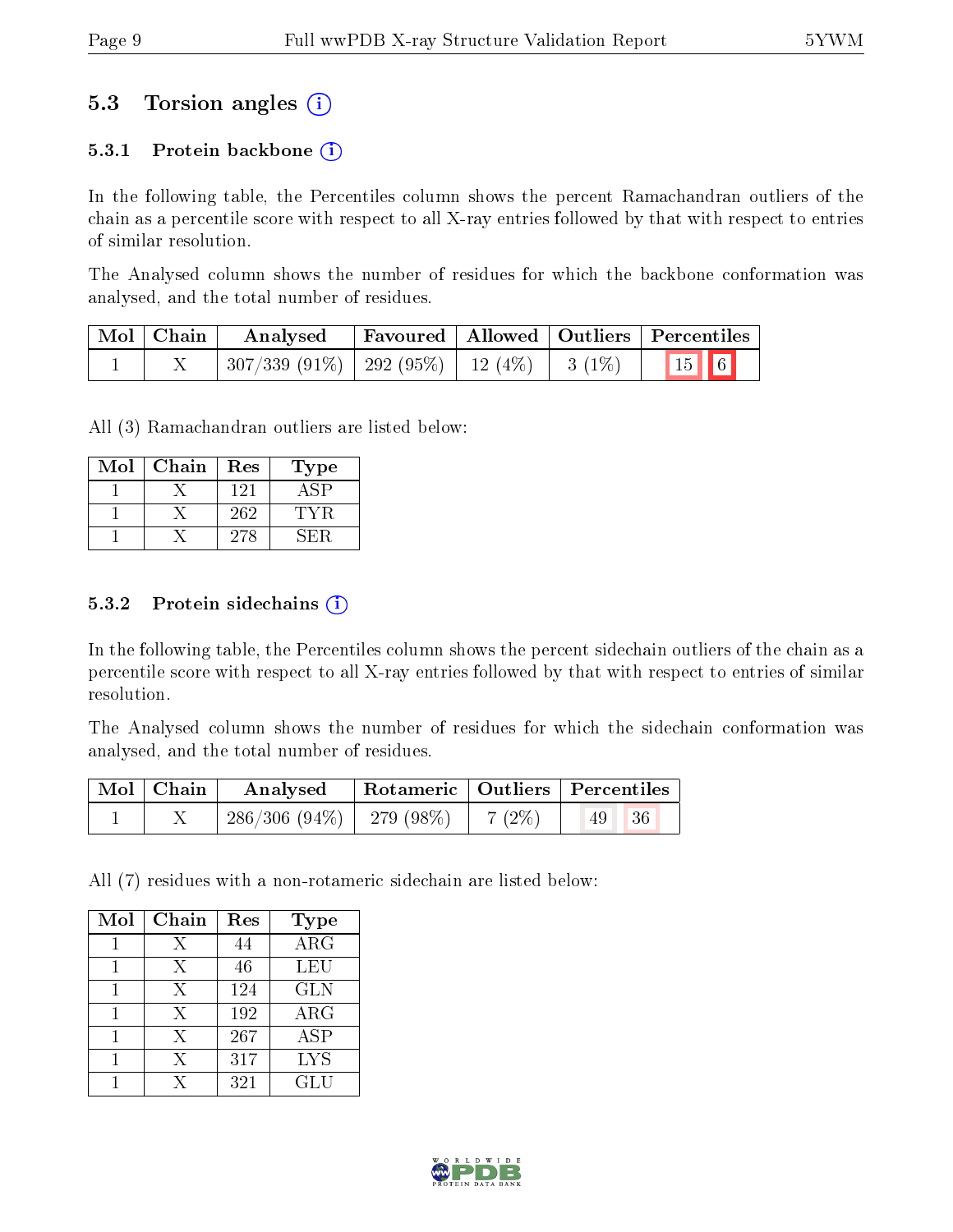## 5.3 Torsion angles ⓘ

### 5.3.1 Protein backbone ⓘ

In the following table, the Percentiles column shows the percent Ramachandran outliers of the chain as a percentile score with respect to all X-ray entries followed by that with respect to entries of similar resolution.

The Analysed column shows the number of residues for which the backbone conformation was analysed, and the total number of residues.

| Mol | Chain | Analysed | Favoured | Allowed | Outliers | Percentiles |
|---|---|---|---|---|---|---|
| 1 | X | 307/339 (91%) | 292 (95%) | 12 (4%) | 3 (1%) | 15 6 |

All (3) Ramachandran outliers are listed below:

| Mol | Chain | Res | Type |
|---|---|---|---|
| 1 | X | 121 | ASP |
| 1 | X | 262 | TYR |
| 1 | X | 278 | SER |

### 5.3.2 Protein sidechains ⓘ

In the following table, the Percentiles column shows the percent sidechain outliers of the chain as a percentile score with respect to all X-ray entries followed by that with respect to entries of similar resolution.

The Analysed column shows the number of residues for which the sidechain conformation was analysed, and the total number of residues.

| Mol | Chain | Analysed | Rotameric | Outliers | Percentiles |
|---|---|---|---|---|---|
| 1 | X | 286/306 (94%) | 279 (98%) | 7 (2%) | 49 36 |

All (7) residues with a non-rotameric sidechain are listed below:

| Mol | Chain | Res | Type |
|---|---|---|---|
| 1 | X | 44 | ARG |
| 1 | X | 46 | LEU |
| 1 | X | 124 | GLN |
| 1 | X | 192 | ARG |
| 1 | X | 267 | ASP |
| 1 | X | 317 | LYS |
| 1 | X | 321 | GLU |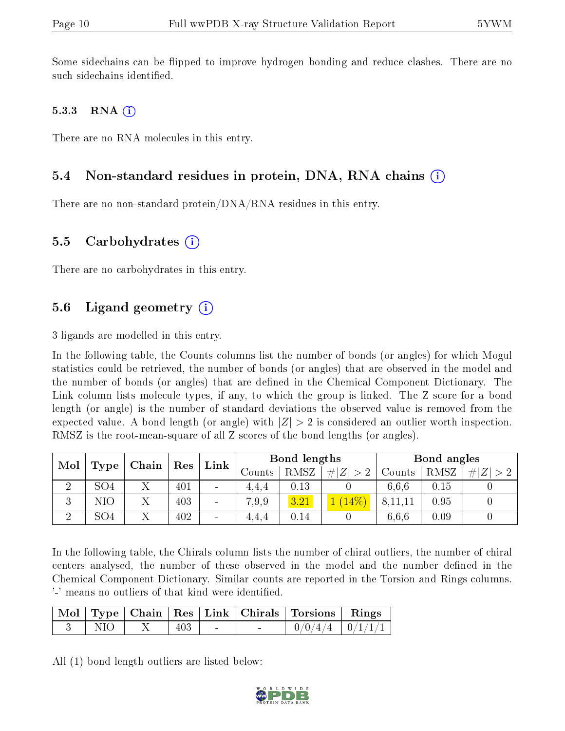Some sidechains can be flipped to improve hydrogen bonding and reduce clashes. There are no such sidechains identified.

#### 5.3.3 RNA

There are no RNA molecules in this entry.

### 5.4 Non-standard residues in protein, DNA, RNA chains

There are no non-standard protein/DNA/RNA residues in this entry.

### 5.5 Carbohydrates

There are no carbohydrates in this entry.

### 5.6 Ligand geometry

3 ligands are modelled in this entry.

In the following table, the Counts columns list the number of bonds (or angles) for which Mogul statistics could be retrieved, the number of bonds (or angles) that are observed in the model and the number of bonds (or angles) that are defined in the Chemical Component Dictionary. The Link column lists molecule types, if any, to which the group is linked. The Z score for a bond length (or angle) is the number of standard deviations the observed value is removed from the expected value. A bond length (or angle) with $|Z| > 2$ is considered an outlier worth inspection. RMSZ is the root-mean-square of all Z scores of the bond lengths (or angles).

| Mol | Type | Chain | Res | Link | Bond lengths | | | Bond angles | | |
|---|---|---|---|---|---|---|---|---|---|---|
| | | | | | Counts | RMSZ | $\#\|Z\| > 2$ | Counts | RMSZ | $\#\|Z\| > 2$ |
| 2 | SO4 | X | 401 | - | 4,4,4 | 0.13 | 0 | 6,6,6 | 0.15 | 0 |
| 3 | NIO | X | 403 | - | 7,9,9 | 3.21 | 1 (14%) | 8,11,11 | 0.95 | 0 |
| 2 | SO4 | X | 402 | - | 4,4,4 | 0.14 | 0 | 6,6,6 | 0.09 | 0 |

In the following table, the Chirals column lists the number of chiral outliers, the number of chiral centers analysed, the number of these observed in the model and the number defined in the Chemical Component Dictionary. Similar counts are reported in the Torsion and Rings columns. '-' means no outliers of that kind were identified.

| Mol | Type | Chain | Res | Link | Chirals | Torsions | Rings |
|---|---|---|---|---|---|---|---|
| 3 | NIO | X | 403 | - | - | 0/0/4/4 | 0/1/1/1 |

All (1) bond length outliers are listed below: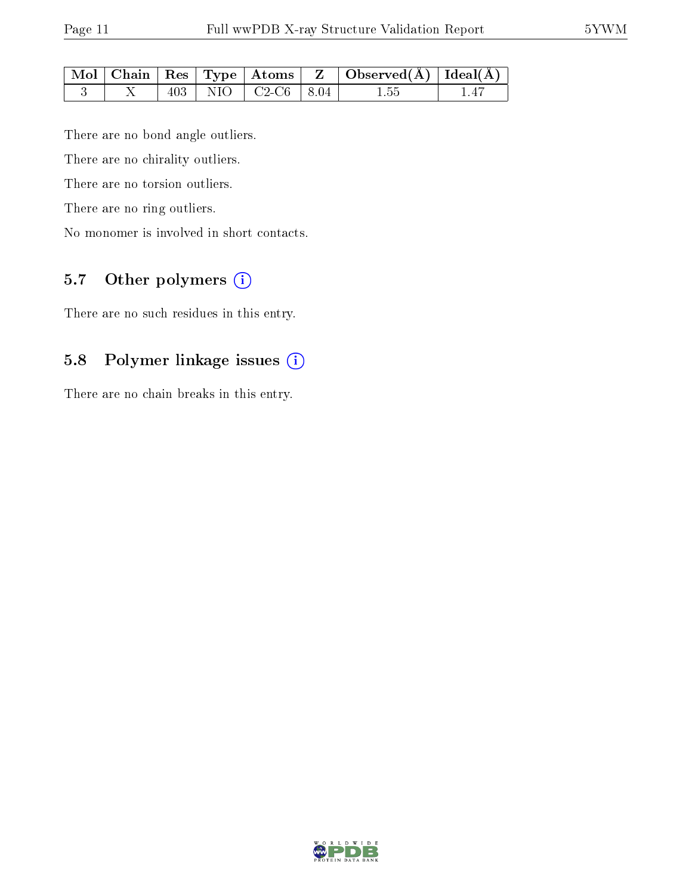| Mol | Chain | Res | Type | Atoms | Z | Observed(Å) | Ideal(Å) |
|---|---|---|---|---|---|---|---|
| 3 | X | 403 | NIO | C2-C6 | 8.04 | 1.55 | 1.47 |

There are no bond angle outliers.

There are no chirality outliers.

There are no torsion outliers.

There are no ring outliers.

No monomer is involved in short contacts.

## 5.7 Other polymers (i)

There are no such residues in this entry.

## 5.8 Polymer linkage issues (i)

There are no chain breaks in this entry.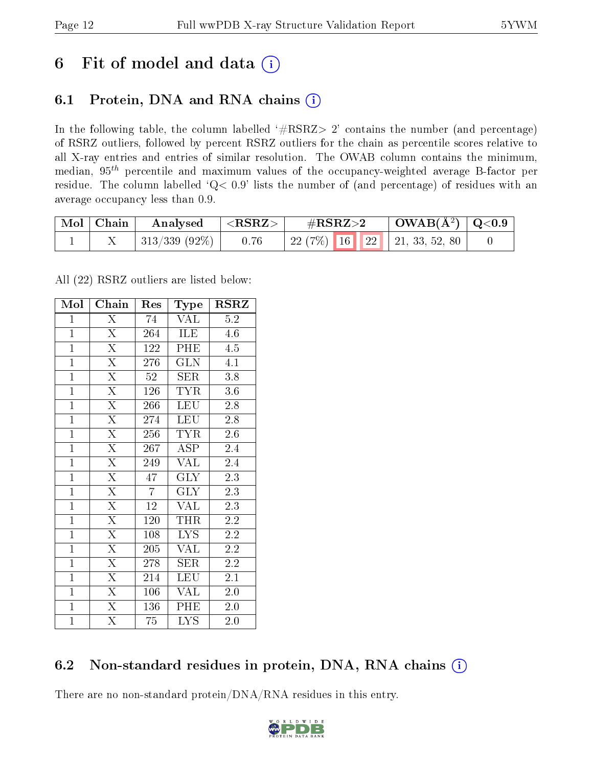# 6 Fit of model and data (i)

## 6.1 Protein, DNA and RNA chains (i)

In the following table, the column labelled '#RSRZ> 2' contains the number (and percentage) of RSRZ outliers, followed by percent RSRZ outliers for the chain as percentile scores relative to all X-ray entries and entries of similar resolution. The OWAB column contains the minimum, median, $95^{th}$ percentile and maximum values of the occupancy-weighted average B-factor per residue. The column labelled 'Q< 0.9' lists the number of (and percentage) of residues with an average occupancy less than 0.9.

| Mol | Chain | Analysed | <RSRZ> | #RSRZ>2 | | | OWAB(Å$^2$) | Q<0.9 |
|---|---|---|---|---|---|---|---|---|
| 1 | X | 313/339 (92%) | 0.76 | 22 (7%) | 16 | 22 | 21, 33, 52, 80 | 0 |

All (22) RSRZ outliers are listed below:

| Mol | Chain | Res | Type | RSRZ |
|---|---|---|---|---|
| 1 | X | 74 | VAL | 5.2 |
| 1 | X | 264 | ILE | 4.6 |
| 1 | X | 122 | PHE | 4.5 |
| 1 | X | 276 | GLN | 4.1 |
| 1 | X | 52 | SER | 3.8 |
| 1 | X | 126 | TYR | 3.6 |
| 1 | X | 266 | LEU | 2.8 |
| 1 | X | 274 | LEU | 2.8 |
| 1 | X | 256 | TYR | 2.6 |
| 1 | X | 267 | ASP | 2.4 |
| 1 | X | 249 | VAL | 2.4 |
| 1 | X | 47 | GLY | 2.3 |
| 1 | X | 7 | GLY | 2.3 |
| 1 | X | 12 | VAL | 2.3 |
| 1 | X | 120 | THR | 2.2 |
| 1 | X | 108 | LYS | 2.2 |
| 1 | X | 205 | VAL | 2.2 |
| 1 | X | 278 | SER | 2.2 |
| 1 | X | 214 | LEU | 2.1 |
| 1 | X | 106 | VAL | 2.0 |
| 1 | X | 136 | PHE | 2.0 |
| 1 | X | 75 | LYS | 2.0 |

## 6.2 Non-standard residues in protein, DNA, RNA chains (i)

There are no non-standard protein/DNA/RNA residues in this entry.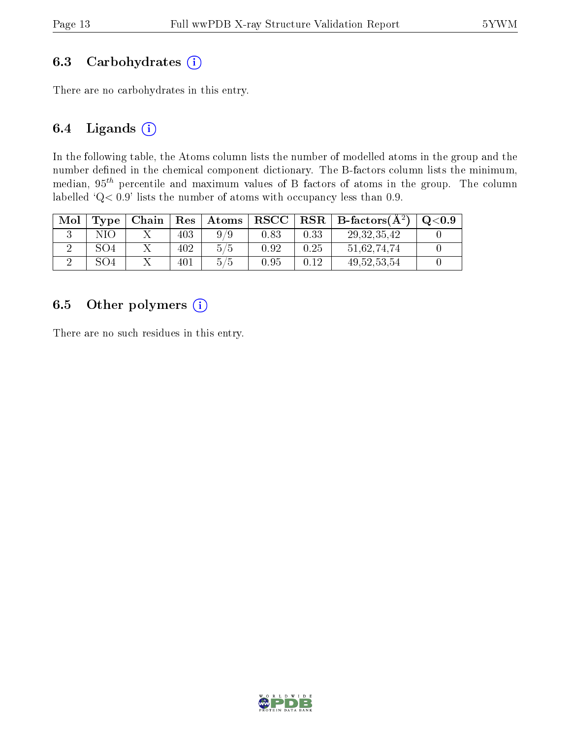### 6.3 Carbohydrates (i)

There are no carbohydrates in this entry.

### 6.4 Ligands (i)

In the following table, the Atoms column lists the number of modelled atoms in the group and the number defined in the chemical component dictionary. The B-factors column lists the minimum, median, $95^{th}$ percentile and maximum values of B factors of atoms in the group. The column labelled 'Q< 0.9' lists the number of atoms with occupancy less than 0.9.

| Mol | Type | Chain | Res | Atoms | RSCC | RSR | B-factors($\AA^2$) | Q<0.9 |
|---|---|---|---|---|---|---|---|---|
| 3 | NIO | X | 403 | 9/9 | 0.83 | 0.33 | 29,32,35,42 | 0 |
| 2 | SO4 | X | 402 | 5/5 | 0.92 | 0.25 | 51,62,74,74 | 0 |
| 2 | SO4 | X | 401 | 5/5 | 0.95 | 0.12 | 49,52,53,54 | 0 |

### 6.5 Other polymers (i)

There are no such residues in this entry.